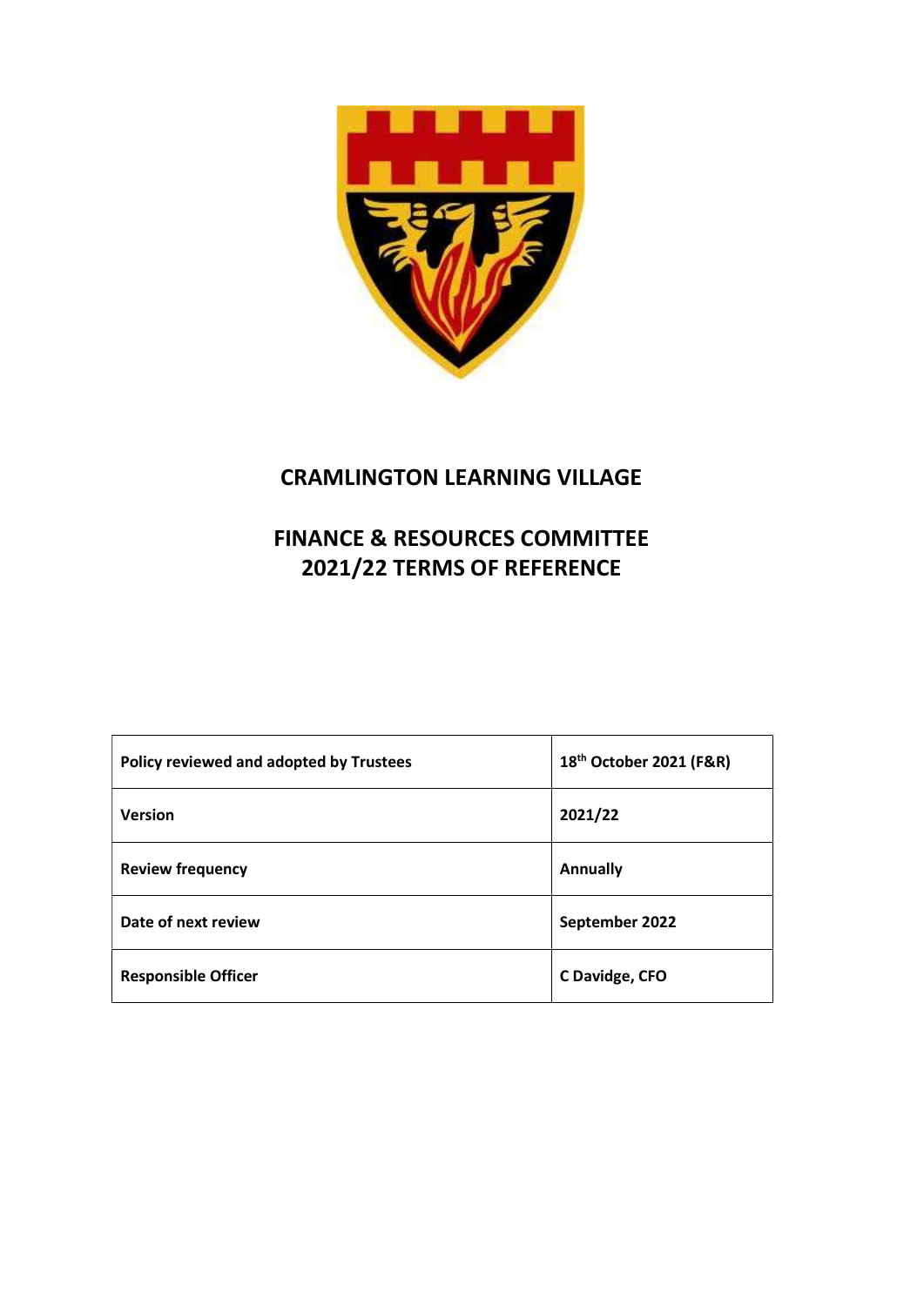# CRAMLINGTON LEARNING VILLAGE

## FINANCE & RESOURCES COMMITTEE 2021/22 TERMS OF REFERENCE

| **Policy reviewed and adopted by Trustees** | **18th October 2021 (F&R)** |
|---|---|
| **Version** | **2021/22** |
| **Review frequency** | **Annually** |
| **Date of next review** | **September 2022** |
| **Responsible Officer** | **C Davidge, CFO** |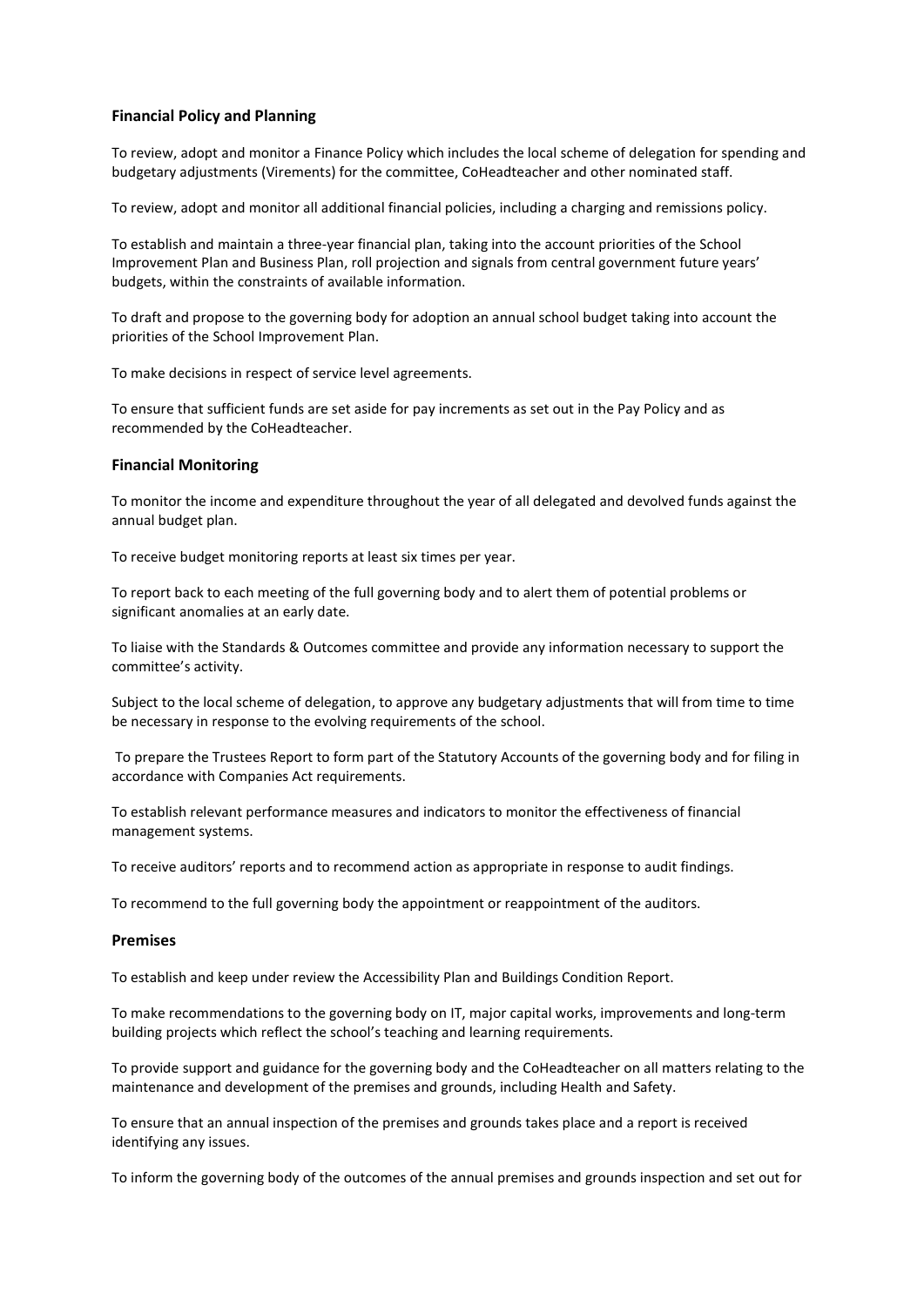### Financial Policy and Planning

To review, adopt and monitor a Finance Policy which includes the local scheme of delegation for spending and budgetary adjustments (Virements) for the committee, CoHeadteacher and other nominated staff.

To review, adopt and monitor all additional financial policies, including a charging and remissions policy.

To establish and maintain a three-year financial plan, taking into the account priorities of the School Improvement Plan and Business Plan, roll projection and signals from central government future years' budgets, within the constraints of available information.

To draft and propose to the governing body for adoption an annual school budget taking into account the priorities of the School Improvement Plan.

To make decisions in respect of service level agreements.

To ensure that sufficient funds are set aside for pay increments as set out in the Pay Policy and as recommended by the CoHeadteacher.

### Financial Monitoring

To monitor the income and expenditure throughout the year of all delegated and devolved funds against the annual budget plan.

To receive budget monitoring reports at least six times per year.

To report back to each meeting of the full governing body and to alert them of potential problems or significant anomalies at an early date.

To liaise with the Standards & Outcomes committee and provide any information necessary to support the committee's activity.

Subject to the local scheme of delegation, to approve any budgetary adjustments that will from time to time be necessary in response to the evolving requirements of the school.

To prepare the Trustees Report to form part of the Statutory Accounts of the governing body and for filing in accordance with Companies Act requirements.

To establish relevant performance measures and indicators to monitor the effectiveness of financial management systems.

To receive auditors' reports and to recommend action as appropriate in response to audit findings.

To recommend to the full governing body the appointment or reappointment of the auditors.

### Premises

To establish and keep under review the Accessibility Plan and Buildings Condition Report.

To make recommendations to the governing body on IT, major capital works, improvements and long-term building projects which reflect the school's teaching and learning requirements.

To provide support and guidance for the governing body and the CoHeadteacher on all matters relating to the maintenance and development of the premises and grounds, including Health and Safety.

To ensure that an annual inspection of the premises and grounds takes place and a report is received identifying any issues.

To inform the governing body of the outcomes of the annual premises and grounds inspection and set out for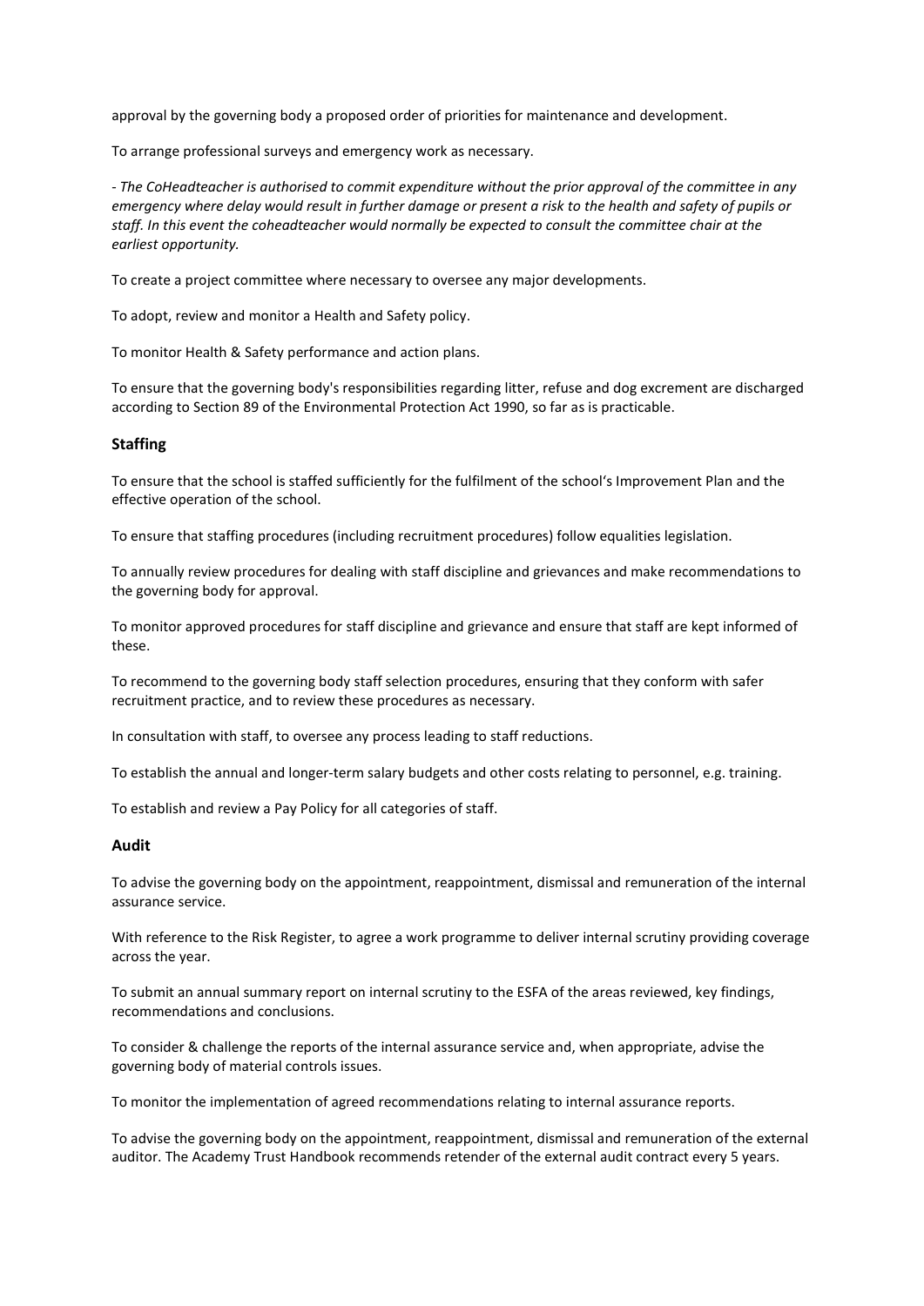approval by the governing body a proposed order of priorities for maintenance and development.

To arrange professional surveys and emergency work as necessary.

*- The CoHeadteacher is authorised to commit expenditure without the prior approval of the committee in any emergency where delay would result in further damage or present a risk to the health and safety of pupils or staff. In this event the coheadteacher would normally be expected to consult the committee chair at the earliest opportunity.*

To create a project committee where necessary to oversee any major developments.

To adopt, review and monitor a Health and Safety policy.

To monitor Health & Safety performance and action plans.

To ensure that the governing body's responsibilities regarding litter, refuse and dog excrement are discharged according to Section 89 of the Environmental Protection Act 1990, so far as is practicable.

### Staffing

To ensure that the school is staffed sufficiently for the fulfilment of the school's Improvement Plan and the effective operation of the school.

To ensure that staffing procedures (including recruitment procedures) follow equalities legislation.

To annually review procedures for dealing with staff discipline and grievances and make recommendations to the governing body for approval.

To monitor approved procedures for staff discipline and grievance and ensure that staff are kept informed of these.

To recommend to the governing body staff selection procedures, ensuring that they conform with safer recruitment practice, and to review these procedures as necessary.

In consultation with staff, to oversee any process leading to staff reductions.

To establish the annual and longer-term salary budgets and other costs relating to personnel, e.g. training.

To establish and review a Pay Policy for all categories of staff.

### Audit

To advise the governing body on the appointment, reappointment, dismissal and remuneration of the internal assurance service.

With reference to the Risk Register, to agree a work programme to deliver internal scrutiny providing coverage across the year.

To submit an annual summary report on internal scrutiny to the ESFA of the areas reviewed, key findings, recommendations and conclusions.

To consider & challenge the reports of the internal assurance service and, when appropriate, advise the governing body of material controls issues.

To monitor the implementation of agreed recommendations relating to internal assurance reports.

To advise the governing body on the appointment, reappointment, dismissal and remuneration of the external auditor. The Academy Trust Handbook recommends retender of the external audit contract every 5 years.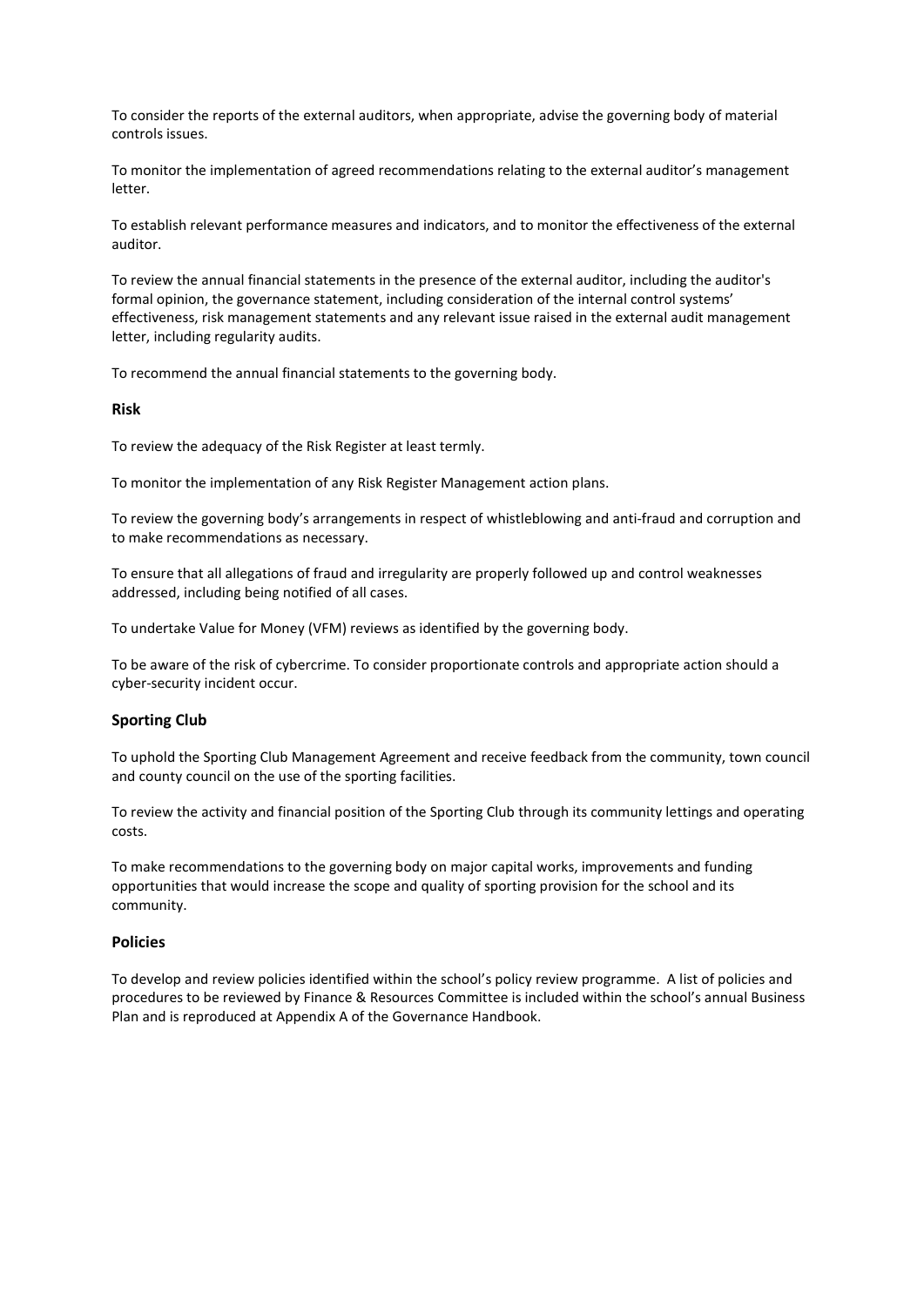To consider the reports of the external auditors, when appropriate, advise the governing body of material controls issues.

To monitor the implementation of agreed recommendations relating to the external auditor's management letter.

To establish relevant performance measures and indicators, and to monitor the effectiveness of the external auditor.

To review the annual financial statements in the presence of the external auditor, including the auditor's formal opinion, the governance statement, including consideration of the internal control systems' effectiveness, risk management statements and any relevant issue raised in the external audit management letter, including regularity audits.

To recommend the annual financial statements to the governing body.

**Risk**

To review the adequacy of the Risk Register at least termly.

To monitor the implementation of any Risk Register Management action plans.

To review the governing body's arrangements in respect of whistleblowing and anti-fraud and corruption and to make recommendations as necessary.

To ensure that all allegations of fraud and irregularity are properly followed up and control weaknesses addressed, including being notified of all cases.

To undertake Value for Money (VFM) reviews as identified by the governing body.

To be aware of the risk of cybercrime. To consider proportionate controls and appropriate action should a cyber-security incident occur.

## Sporting Club

To uphold the Sporting Club Management Agreement and receive feedback from the community, town council and county council on the use of the sporting facilities.

To review the activity and financial position of the Sporting Club through its community lettings and operating costs.

To make recommendations to the governing body on major capital works, improvements and funding opportunities that would increase the scope and quality of sporting provision for the school and its community.

## Policies

To develop and review policies identified within the school's policy review programme. A list of policies and procedures to be reviewed by Finance & Resources Committee is included within the school's annual Business Plan and is reproduced at Appendix A of the Governance Handbook.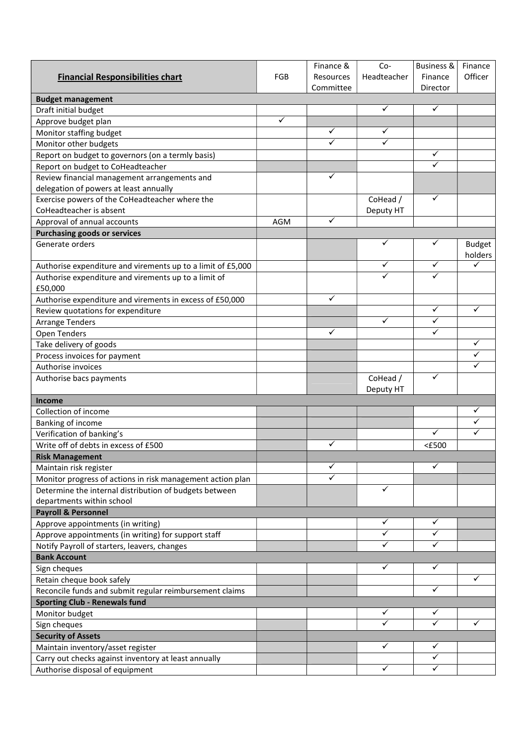| Financial Responsibilities chart | FGB | Finance & Resources Committee | Co-Headteacher | Business & Finance Director | Finance Officer |
|---|---|---|---|---|---|
| **Budget management** | | | | | |
| Draft initial budget | | | ✓ | ✓ | |
| Approve budget plan | ✓ | | | | |
| Monitor staffing budget | | ✓ | ✓ | | |
| Monitor other budgets | | ✓ | ✓ | | |
| Report on budget to governors (on a termly basis) | | | | ✓ | |
| Report on budget to CoHeadteacher | | | | ✓ | |
| Review financial management arrangements and delegation of powers at least annually | | ✓ | | | |
| Exercise powers of the CoHeadteacher where the CoHeadteacher is absent | | | CoHead / Deputy HT | ✓ | |
| Approval of annual accounts | AGM | ✓ | | | |
| **Purchasing goods or services** | | | | | |
| Generate orders | | | ✓ | ✓ | Budget holders |
| Authorise expenditure and virements up to a limit of £5,000 | | | ✓ | ✓ | ✓ |
| Authorise expenditure and virements up to a limit of £50,000 | | | ✓ | ✓ | |
| Authorise expenditure and virements in excess of £50,000 | | ✓ | | | |
| Review quotations for expenditure | | | | ✓ | ✓ |
| Arrange Tenders | | | ✓ | ✓ | |
| Open Tenders | | ✓ | | ✓ | |
| Take delivery of goods | | | | | ✓ |
| Process invoices for payment | | | | | ✓ |
| Authorise invoices | | | | | ✓ |
| Authorise bacs payments | | | CoHead / Deputy HT | ✓ | |
| **Income** | | | | | |
| Collection of income | | | | | ✓ |
| Banking of income | | | | | ✓ |
| Verification of banking's | | | | ✓ | ✓ |
| Write off of debts in excess of £500 | | ✓ | | <£500 | |
| **Risk Management** | | | | | |
| Maintain risk register | | ✓ | | ✓ | |
| Monitor progress of actions in risk management action plan | | ✓ | | | |
| Determine the internal distribution of budgets between departments within school | | | ✓ | | |
| **Payroll & Personnel** | | | | | |
| Approve appointments (in writing) | | | ✓ | ✓ | |
| Approve appointments (in writing) for support staff | | | ✓ | ✓ | |
| Notify Payroll of starters, leavers, changes | | | ✓ | ✓ | |
| **Bank Account** | | | | | |
| Sign cheques | | | ✓ | ✓ | |
| Retain cheque book safely | | | | | ✓ |
| Reconcile funds and submit regular reimbursement claims | | | | ✓ | |
| **Sporting Club - Renewals fund** | | | | | |
| Monitor budget | | | ✓ | ✓ | |
| Sign cheques | | | ✓ | ✓ | ✓ |
| **Security of Assets** | | | | | |
| Maintain inventory/asset register | | | ✓ | ✓ | |
| Carry out checks against inventory at least annually | | | | ✓ | |
| Authorise disposal of equipment | | | ✓ | ✓ | |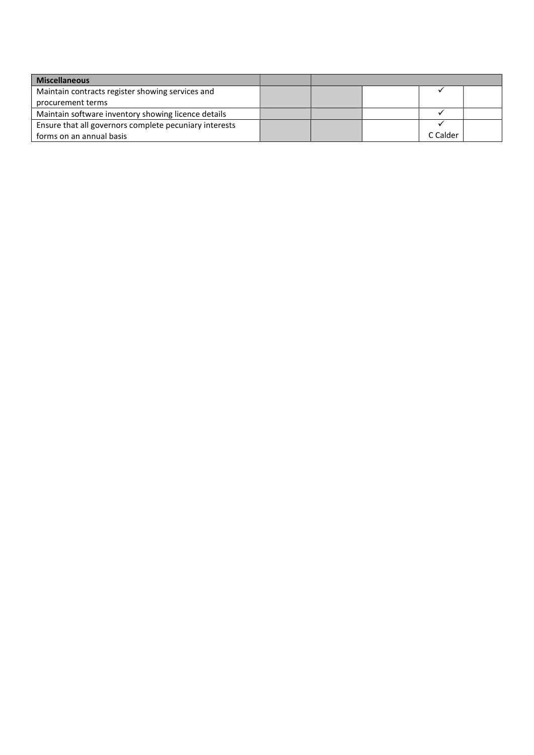| Miscellaneous | | | | | |
|---|---|---|---|---|---|
| Maintain contracts register showing services and procurement terms | | | | ✓ | |
| Maintain software inventory showing licence details | | | | ✓ | |
| Ensure that all governors complete pecuniary interests forms on an annual basis | | | | ✓ C Calder | |